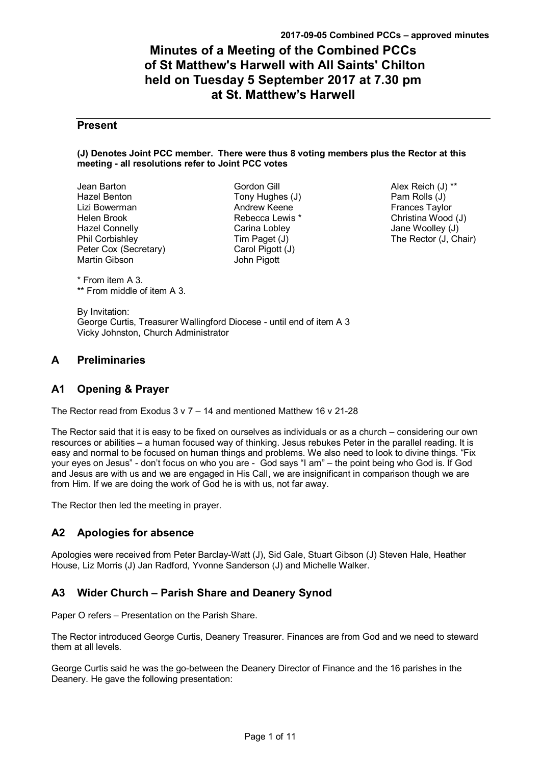2017-09-05 Combined PCCs – approved minutes

# Minutes of a Meeting of the Combined PCCs of St Matthew's Harwell with All Saints' Chilton held on Tuesday 5 September 2017 at 7.30 pm at St. Matthew's Harwell

## Present

**(J) Denotes Joint PCC member. There were thus 8 voting members plus the Rector at this meeting - all resolutions refer to Joint PCC votes**

Jean Barton
Hazel Benton
Lizi Bowerman
Helen Brook
Hazel Connelly
Phil Corbishley
Peter Cox (Secretary)
Martin Gibson
Gordon Gill
Tony Hughes (J)
Andrew Keene
Rebecca Lewis *
Carina Lobley
Tim Paget (J)
Carol Pigott (J)
John Pigott
Alex Reich (J) **
Pam Rolls (J)
Frances Taylor
Christina Wood (J)
Jane Woolley (J)
The Rector (J, Chair)

* From item A 3.
** From middle of item A 3.

By Invitation:
George Curtis, Treasurer Wallingford Diocese - until end of item A 3
Vicky Johnston, Church Administrator

## A Preliminaries

## A1 Opening & Prayer

The Rector read from Exodus 3 v 7 – 14 and mentioned Matthew 16 v 21-28

The Rector said that it is easy to be fixed on ourselves as individuals or as a church – considering our own resources or abilities – a human focused way of thinking. Jesus rebukes Peter in the parallel reading. It is easy and normal to be focused on human things and problems. We also need to look to divine things. "Fix your eyes on Jesus" - don't focus on who you are - God says "I am" – the point being who God is. If God and Jesus are with us and we are engaged in His Call, we are insignificant in comparison though we are from Him. If we are doing the work of God he is with us, not far away.

The Rector then led the meeting in prayer.

## A2 Apologies for absence

Apologies were received from Peter Barclay-Watt (J), Sid Gale, Stuart Gibson (J) Steven Hale, Heather House, Liz Morris (J) Jan Radford, Yvonne Sanderson (J) and Michelle Walker.

## A3 Wider Church – Parish Share and Deanery Synod

Paper O refers – Presentation on the Parish Share.

The Rector introduced George Curtis, Deanery Treasurer. Finances are from God and we need to steward them at all levels.

George Curtis said he was the go-between the Deanery Director of Finance and the 16 parishes in the Deanery. He gave the following presentation: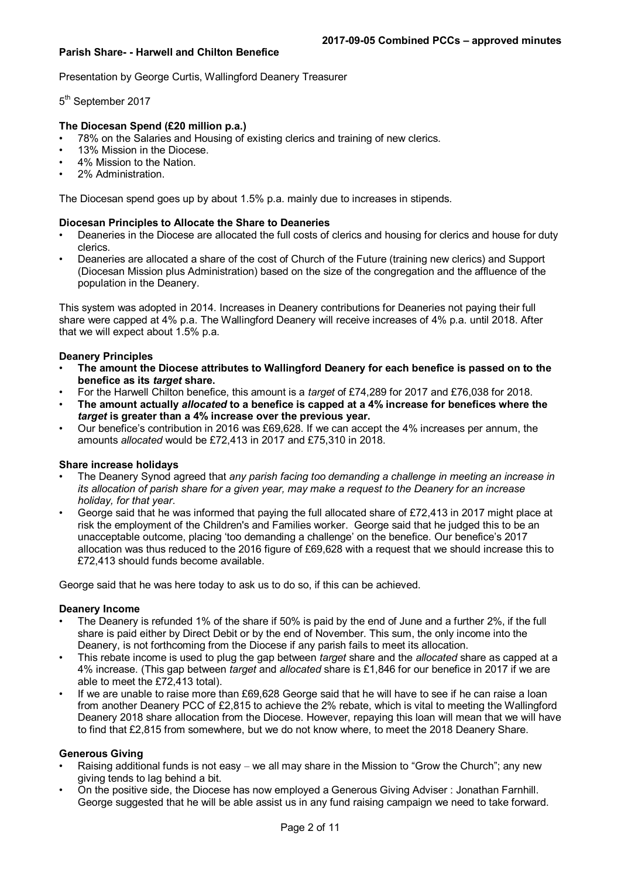**Parish Share- - Harwell and Chilton Benefice**

Presentation by George Curtis, Wallingford Deanery Treasurer

5th September 2017

**The Diocesan Spend (£20 million p.a.)**

- 78% on the Salaries and Housing of existing clerics and training of new clerics.
- 13% Mission in the Diocese.
- 4% Mission to the Nation.
- 2% Administration.

The Diocesan spend goes up by about 1.5% p.a. mainly due to increases in stipends.

**Diocesan Principles to Allocate the Share to Deaneries**

- Deaneries in the Diocese are allocated the full costs of clerics and housing for clerics and house for duty clerics.
- Deaneries are allocated a share of the cost of Church of the Future (training new clerics) and Support (Diocesan Mission plus Administration) based on the size of the congregation and the affluence of the population in the Deanery.

This system was adopted in 2014. Increases in Deanery contributions for Deaneries not paying their full share were capped at 4% p.a. The Wallingford Deanery will receive increases of 4% p.a. until 2018. After that we will expect about 1.5% p.a.

**Deanery Principles**

- **The amount the Diocese attributes to Wallingford Deanery for each benefice is passed on to the benefice as its *target* share.**
- For the Harwell Chilton benefice, this amount is a *target* of £74,289 for 2017 and £76,038 for 2018.
- **The amount actually *allocated* to a benefice is capped at a 4% increase for benefices where the *target* is greater than a 4% increase over the previous year.**
- Our benefice's contribution in 2016 was £69,628. If we can accept the 4% increases per annum, the amounts *allocated* would be £72,413 in 2017 and £75,310 in 2018.

**Share increase holidays**

- The Deanery Synod agreed that *any parish facing too demanding a challenge in meeting an increase in its allocation of parish share for a given year, may make a request to the Deanery for an increase holiday, for that year*.
- George said that he was informed that paying the full allocated share of £72,413 in 2017 might place at risk the employment of the Children's and Families worker. George said that he judged this to be an unacceptable outcome, placing 'too demanding a challenge' on the benefice. Our benefice's 2017 allocation was thus reduced to the 2016 figure of £69,628 with a request that we should increase this to £72,413 should funds become available.

George said that he was here today to ask us to do so, if this can be achieved.

**Deanery Income**

- The Deanery is refunded 1% of the share if 50% is paid by the end of June and a further 2%, if the full share is paid either by Direct Debit or by the end of November. This sum, the only income into the Deanery, is not forthcoming from the Diocese if any parish fails to meet its allocation.
- This rebate income is used to plug the gap between *target* share and the *allocated* share as capped at a 4% increase. (This gap between *target* and *allocated* share is £1,846 for our benefice in 2017 if we are able to meet the £72,413 total).
- If we are unable to raise more than £69,628 George said that he will have to see if he can raise a loan from another Deanery PCC of £2,815 to achieve the 2% rebate, which is vital to meeting the Wallingford Deanery 2018 share allocation from the Diocese. However, repaying this loan will mean that we will have to find that £2,815 from somewhere, but we do not know where, to meet the 2018 Deanery Share.

**Generous Giving**

- Raising additional funds is not easy – we all may share in the Mission to "Grow the Church"; any new giving tends to lag behind a bit.
- On the positive side, the Diocese has now employed a Generous Giving Adviser : Jonathan Farnhill. George suggested that he will be able assist us in any fund raising campaign we need to take forward.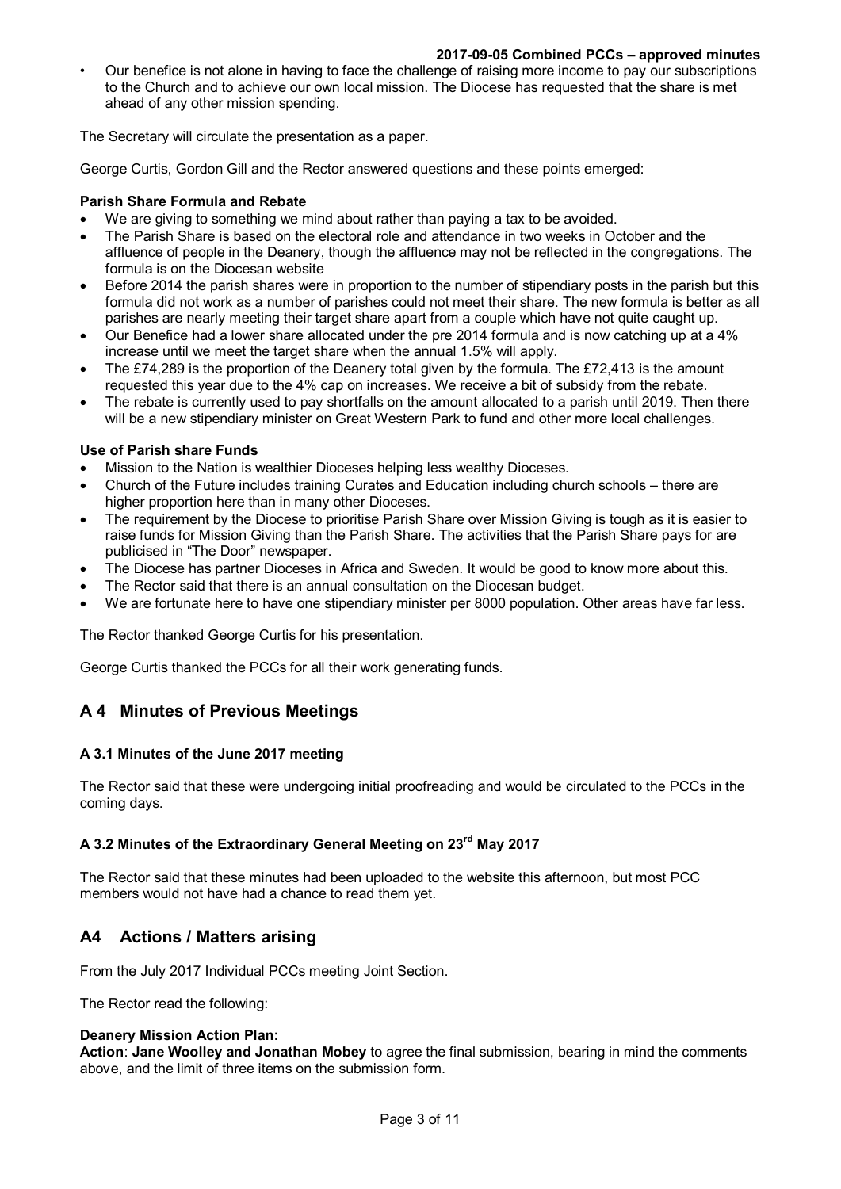- Our benefice is not alone in having to face the challenge of raising more income to pay our subscriptions to the Church and to achieve our own local mission. The Diocese has requested that the share is met ahead of any other mission spending.

The Secretary will circulate the presentation as a paper.

George Curtis, Gordon Gill and the Rector answered questions and these points emerged:

**Parish Share Formula and Rebate**

- We are giving to something we mind about rather than paying a tax to be avoided.
- The Parish Share is based on the electoral role and attendance in two weeks in October and the affluence of people in the Deanery, though the affluence may not be reflected in the congregations. The formula is on the Diocesan website
- Before 2014 the parish shares were in proportion to the number of stipendiary posts in the parish but this formula did not work as a number of parishes could not meet their share. The new formula is better as all parishes are nearly meeting their target share apart from a couple which have not quite caught up.
- Our Benefice had a lower share allocated under the pre 2014 formula and is now catching up at a 4% increase until we meet the target share when the annual 1.5% will apply.
- The £74,289 is the proportion of the Deanery total given by the formula. The £72,413 is the amount requested this year due to the 4% cap on increases. We receive a bit of subsidy from the rebate.
- The rebate is currently used to pay shortfalls on the amount allocated to a parish until 2019. Then there will be a new stipendiary minister on Great Western Park to fund and other more local challenges.

**Use of Parish share Funds**

- Mission to the Nation is wealthier Dioceses helping less wealthy Dioceses.
- Church of the Future includes training Curates and Education including church schools – there are higher proportion here than in many other Dioceses.
- The requirement by the Diocese to prioritise Parish Share over Mission Giving is tough as it is easier to raise funds for Mission Giving than the Parish Share. The activities that the Parish Share pays for are publicised in "The Door" newspaper.
- The Diocese has partner Dioceses in Africa and Sweden. It would be good to know more about this.
- The Rector said that there is an annual consultation on the Diocesan budget.
- We are fortunate here to have one stipendiary minister per 8000 population. Other areas have far less.

The Rector thanked George Curtis for his presentation.

George Curtis thanked the PCCs for all their work generating funds.

## A 4 Minutes of Previous Meetings

### A 3.1 Minutes of the June 2017 meeting

The Rector said that these were undergoing initial proofreading and would be circulated to the PCCs in the coming days.

### A 3.2 Minutes of the Extraordinary General Meeting on 23rd May 2017

The Rector said that these minutes had been uploaded to the website this afternoon, but most PCC members would not have had a chance to read them yet.

## A4 Actions / Matters arising

From the July 2017 Individual PCCs meeting Joint Section.

The Rector read the following:

**Deanery Mission Action Plan:**
**Action**: **Jane Woolley and Jonathan Mobey** to agree the final submission, bearing in mind the comments above, and the limit of three items on the submission form.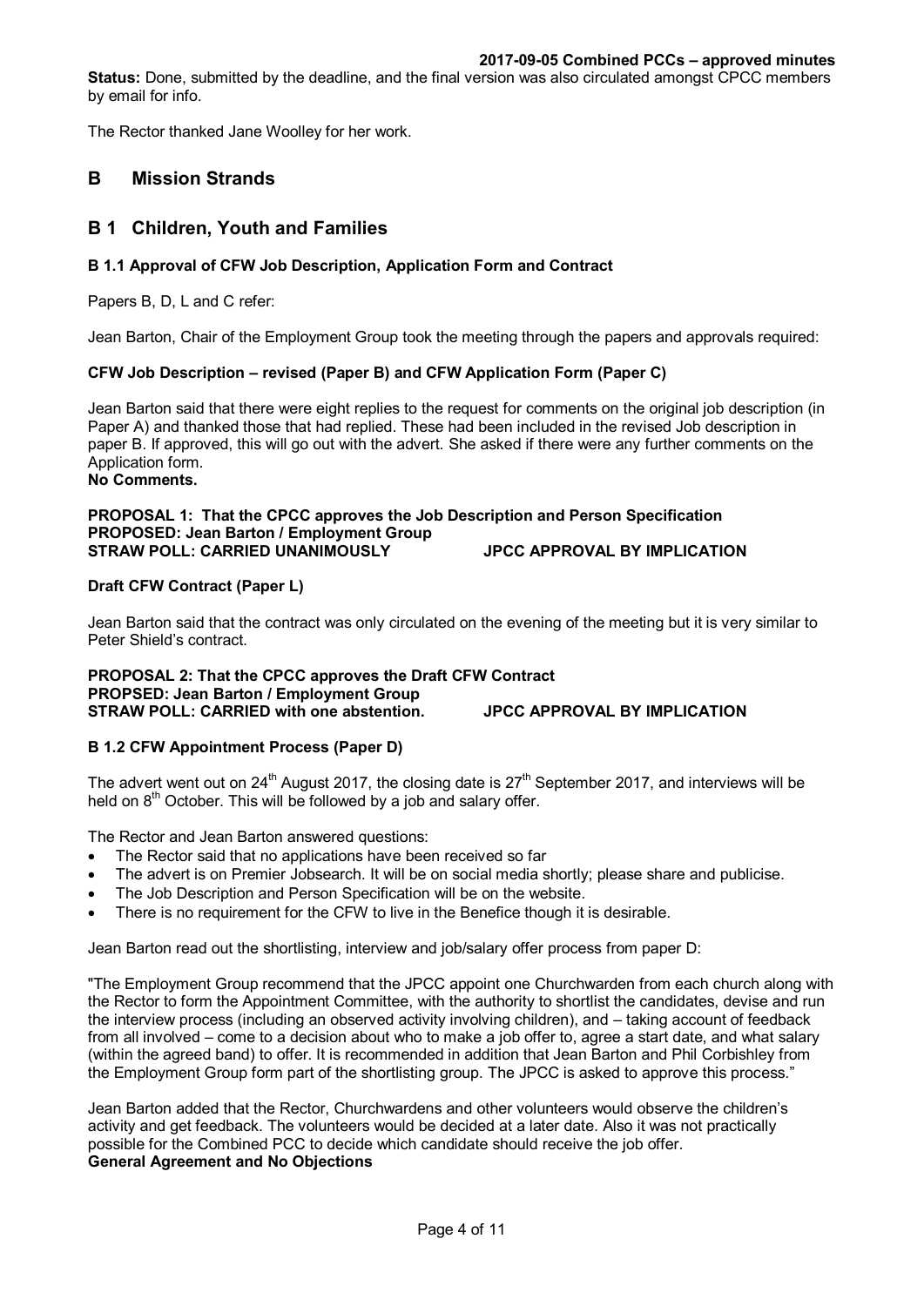**Status:** Done, submitted by the deadline, and the final version was also circulated amongst CPCC members by email for info.

The Rector thanked Jane Woolley for her work.

## B Mission Strands

## B 1 Children, Youth and Families

### B 1.1 Approval of CFW Job Description, Application Form and Contract

Papers B, D, L and C refer:

Jean Barton, Chair of the Employment Group took the meeting through the papers and approvals required:

**CFW Job Description – revised (Paper B) and CFW Application Form (Paper C)**

Jean Barton said that there were eight replies to the request for comments on the original job description (in Paper A) and thanked those that had replied. These had been included in the revised Job description in paper B. If approved, this will go out with the advert. She asked if there were any further comments on the Application form.
**No Comments.**

**PROPOSAL 1: That the CPCC approves the Job Description and Person Specification**
**PROPOSED: Jean Barton / Employment Group**
**STRAW POLL: CARRIED UNANIMOUSLY JPCC APPROVAL BY IMPLICATION**

**Draft CFW Contract (Paper L)**

Jean Barton said that the contract was only circulated on the evening of the meeting but it is very similar to Peter Shield's contract.

**PROPOSAL 2: That the CPCC approves the Draft CFW Contract**
**PROPSED: Jean Barton / Employment Group**
**STRAW POLL: CARRIED with one abstention. JPCC APPROVAL BY IMPLICATION**

### B 1.2 CFW Appointment Process (Paper D)

The advert went out on 24th August 2017, the closing date is 27th September 2017, and interviews will be held on 8th October. This will be followed by a job and salary offer.

The Rector and Jean Barton answered questions:

- The Rector said that no applications have been received so far
- The advert is on Premier Jobsearch. It will be on social media shortly; please share and publicise.
- The Job Description and Person Specification will be on the website.
- There is no requirement for the CFW to live in the Benefice though it is desirable.

Jean Barton read out the shortlisting, interview and job/salary offer process from paper D:

"The Employment Group recommend that the JPCC appoint one Churchwarden from each church along with the Rector to form the Appointment Committee, with the authority to shortlist the candidates, devise and run the interview process (including an observed activity involving children), and – taking account of feedback from all involved – come to a decision about who to make a job offer to, agree a start date, and what salary (within the agreed band) to offer. It is recommended in addition that Jean Barton and Phil Corbishley from the Employment Group form part of the shortlisting group. The JPCC is asked to approve this process."

Jean Barton added that the Rector, Churchwardens and other volunteers would observe the children's activity and get feedback. The volunteers would be decided at a later date. Also it was not practically possible for the Combined PCC to decide which candidate should receive the job offer.
**General Agreement and No Objections**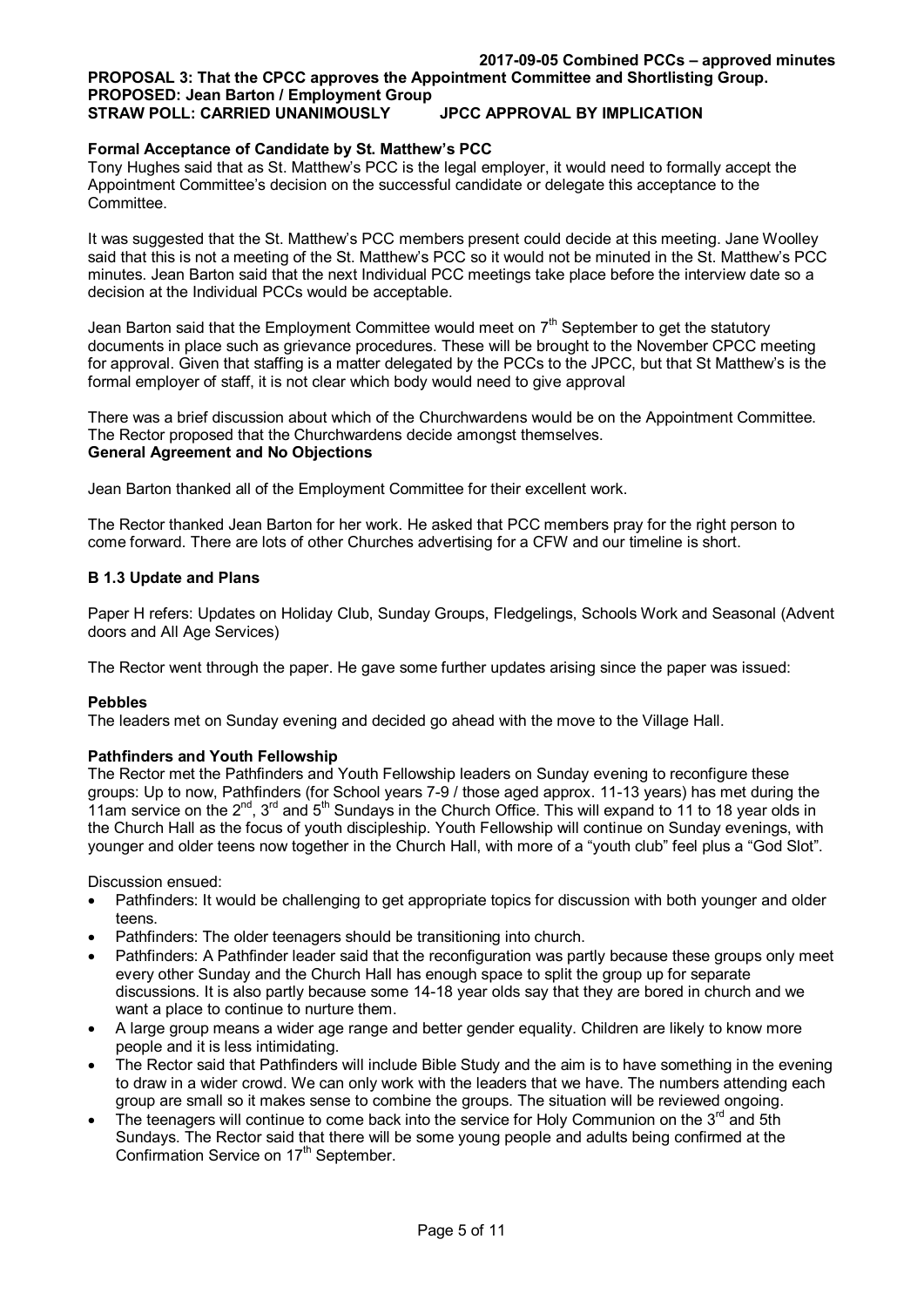**PROPOSAL 3: That the CPCC approves the Appointment Committee and Shortlisting Group.**
**PROPOSED: Jean Barton / Employment Group**
**STRAW POLL: CARRIED UNANIMOUSLY JPCC APPROVAL BY IMPLICATION**

**Formal Acceptance of Candidate by St. Matthew's PCC**

Tony Hughes said that as St. Matthew's PCC is the legal employer, it would need to formally accept the Appointment Committee's decision on the successful candidate or delegate this acceptance to the Committee.

It was suggested that the St. Matthew's PCC members present could decide at this meeting. Jane Woolley said that this is not a meeting of the St. Matthew's PCC so it would not be minuted in the St. Matthew's PCC minutes. Jean Barton said that the next Individual PCC meetings take place before the interview date so a decision at the Individual PCCs would be acceptable.

Jean Barton said that the Employment Committee would meet on 7th September to get the statutory documents in place such as grievance procedures. These will be brought to the November CPCC meeting for approval. Given that staffing is a matter delegated by the PCCs to the JPCC, but that St Matthew's is the formal employer of staff, it is not clear which body would need to give approval

There was a brief discussion about which of the Churchwardens would be on the Appointment Committee. The Rector proposed that the Churchwardens decide amongst themselves.
**General Agreement and No Objections**

Jean Barton thanked all of the Employment Committee for their excellent work.

The Rector thanked Jean Barton for her work. He asked that PCC members pray for the right person to come forward. There are lots of other Churches advertising for a CFW and our timeline is short.

### B 1.3 Update and Plans

Paper H refers: Updates on Holiday Club, Sunday Groups, Fledgelings, Schools Work and Seasonal (Advent doors and All Age Services)

The Rector went through the paper. He gave some further updates arising since the paper was issued:

**Pebbles**
The leaders met on Sunday evening and decided go ahead with the move to the Village Hall.

**Pathfinders and Youth Fellowship**
The Rector met the Pathfinders and Youth Fellowship leaders on Sunday evening to reconfigure these groups: Up to now, Pathfinders (for School years 7-9 / those aged approx. 11-13 years) has met during the 11am service on the 2nd, 3rd and 5th Sundays in the Church Office. This will expand to 11 to 18 year olds in the Church Hall as the focus of youth discipleship. Youth Fellowship will continue on Sunday evenings, with younger and older teens now together in the Church Hall, with more of a "youth club" feel plus a "God Slot".

Discussion ensued:

- Pathfinders: It would be challenging to get appropriate topics for discussion with both younger and older teens.
- Pathfinders: The older teenagers should be transitioning into church.
- Pathfinders: A Pathfinder leader said that the reconfiguration was partly because these groups only meet every other Sunday and the Church Hall has enough space to split the group up for separate discussions. It is also partly because some 14-18 year olds say that they are bored in church and we want a place to continue to nurture them.
- A large group means a wider age range and better gender equality. Children are likely to know more people and it is less intimidating.
- The Rector said that Pathfinders will include Bible Study and the aim is to have something in the evening to draw in a wider crowd. We can only work with the leaders that we have. The numbers attending each group are small so it makes sense to combine the groups. The situation will be reviewed ongoing.
- The teenagers will continue to come back into the service for Holy Communion on the 3rd and 5th Sundays. The Rector said that there will be some young people and adults being confirmed at the Confirmation Service on 17th September.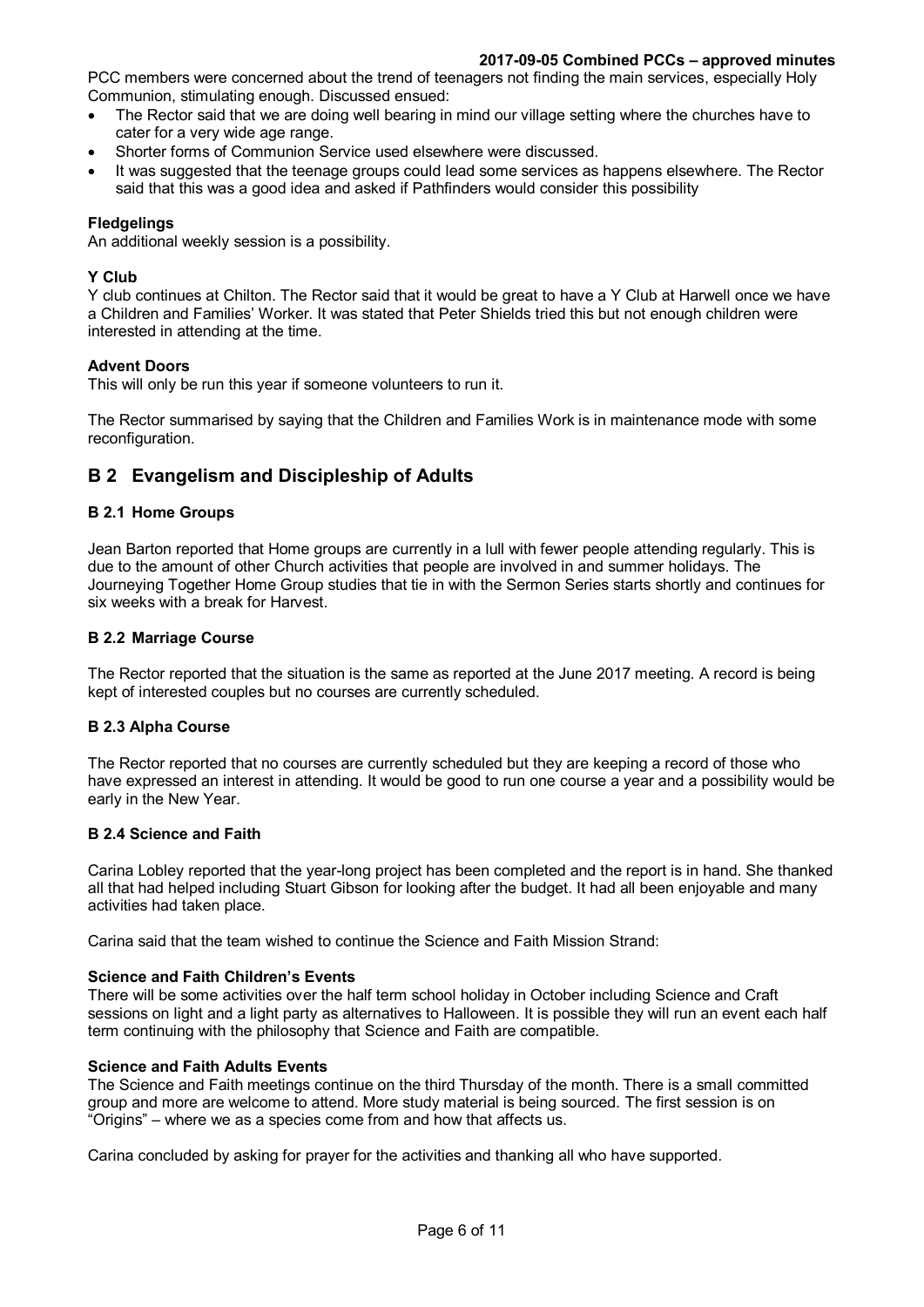PCC members were concerned about the trend of teenagers not finding the main services, especially Holy Communion, stimulating enough. Discussed ensued:

- The Rector said that we are doing well bearing in mind our village setting where the churches have to cater for a very wide age range.
- Shorter forms of Communion Service used elsewhere were discussed.
- It was suggested that the teenage groups could lead some services as happens elsewhere. The Rector said that this was a good idea and asked if Pathfinders would consider this possibility

**Fledgelings**
An additional weekly session is a possibility.

**Y Club**
Y club continues at Chilton. The Rector said that it would be great to have a Y Club at Harwell once we have a Children and Families' Worker. It was stated that Peter Shields tried this but not enough children were interested in attending at the time.

**Advent Doors**
This will only be run this year if someone volunteers to run it.

The Rector summarised by saying that the Children and Families Work is in maintenance mode with some reconfiguration.

## B 2 Evangelism and Discipleship of Adults

### B 2.1 Home Groups

Jean Barton reported that Home groups are currently in a lull with fewer people attending regularly. This is due to the amount of other Church activities that people are involved in and summer holidays. The Journeying Together Home Group studies that tie in with the Sermon Series starts shortly and continues for six weeks with a break for Harvest.

### B 2.2 Marriage Course

The Rector reported that the situation is the same as reported at the June 2017 meeting. A record is being kept of interested couples but no courses are currently scheduled.

### B 2.3 Alpha Course

The Rector reported that no courses are currently scheduled but they are keeping a record of those who have expressed an interest in attending. It would be good to run one course a year and a possibility would be early in the New Year.

### B 2.4 Science and Faith

Carina Lobley reported that the year-long project has been completed and the report is in hand. She thanked all that had helped including Stuart Gibson for looking after the budget. It had all been enjoyable and many activities had taken place.

Carina said that the team wished to continue the Science and Faith Mission Strand:

**Science and Faith Children's Events**
There will be some activities over the half term school holiday in October including Science and Craft sessions on light and a light party as alternatives to Halloween. It is possible they will run an event each half term continuing with the philosophy that Science and Faith are compatible.

**Science and Faith Adults Events**
The Science and Faith meetings continue on the third Thursday of the month. There is a small committed group and more are welcome to attend. More study material is being sourced. The first session is on "Origins" – where we as a species come from and how that affects us.

Carina concluded by asking for prayer for the activities and thanking all who have supported.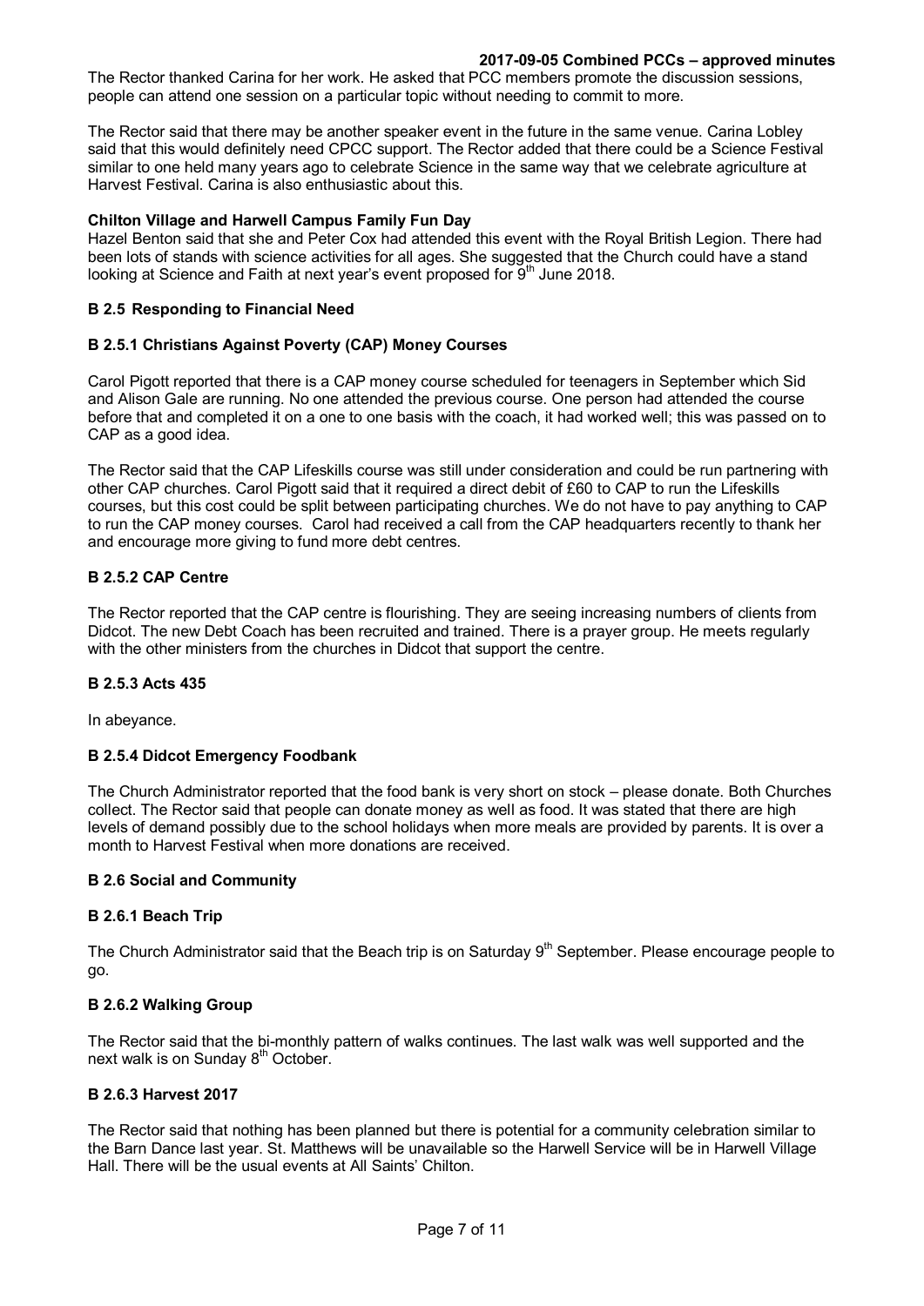The Rector thanked Carina for her work. He asked that PCC members promote the discussion sessions, people can attend one session on a particular topic without needing to commit to more.

The Rector said that there may be another speaker event in the future in the same venue. Carina Lobley said that this would definitely need CPCC support. The Rector added that there could be a Science Festival similar to one held many years ago to celebrate Science in the same way that we celebrate agriculture at Harvest Festival. Carina is also enthusiastic about this.

**Chilton Village and Harwell Campus Family Fun Day**

Hazel Benton said that she and Peter Cox had attended this event with the Royal British Legion. There had been lots of stands with science activities for all ages. She suggested that the Church could have a stand looking at Science and Faith at next year's event proposed for 9th June 2018.

**B 2.5 Responding to Financial Need**

**B 2.5.1 Christians Against Poverty (CAP) Money Courses**

Carol Pigott reported that there is a CAP money course scheduled for teenagers in September which Sid and Alison Gale are running. No one attended the previous course. One person had attended the course before that and completed it on a one to one basis with the coach, it had worked well; this was passed on to CAP as a good idea.

The Rector said that the CAP Lifeskills course was still under consideration and could be run partnering with other CAP churches. Carol Pigott said that it required a direct debit of £60 to CAP to run the Lifeskills courses, but this cost could be split between participating churches. We do not have to pay anything to CAP to run the CAP money courses. Carol had received a call from the CAP headquarters recently to thank her and encourage more giving to fund more debt centres.

**B 2.5.2 CAP Centre**

The Rector reported that the CAP centre is flourishing. They are seeing increasing numbers of clients from Didcot. The new Debt Coach has been recruited and trained. There is a prayer group. He meets regularly with the other ministers from the churches in Didcot that support the centre.

**B 2.5.3 Acts 435**

In abeyance.

**B 2.5.4 Didcot Emergency Foodbank**

The Church Administrator reported that the food bank is very short on stock – please donate. Both Churches collect. The Rector said that people can donate money as well as food. It was stated that there are high levels of demand possibly due to the school holidays when more meals are provided by parents. It is over a month to Harvest Festival when more donations are received.

**B 2.6 Social and Community**

**B 2.6.1 Beach Trip**

The Church Administrator said that the Beach trip is on Saturday 9th September. Please encourage people to go.

**B 2.6.2 Walking Group**

The Rector said that the bi-monthly pattern of walks continues. The last walk was well supported and the next walk is on Sunday 8th October.

**B 2.6.3 Harvest 2017**

The Rector said that nothing has been planned but there is potential for a community celebration similar to the Barn Dance last year. St. Matthews will be unavailable so the Harwell Service will be in Harwell Village Hall. There will be the usual events at All Saints' Chilton.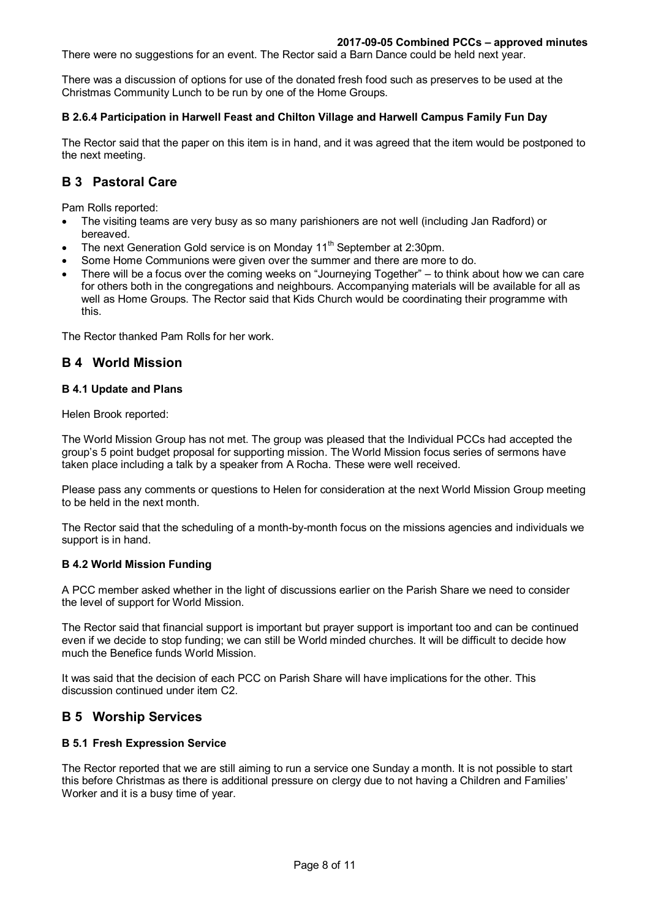There were no suggestions for an event. The Rector said a Barn Dance could be held next year.

There was a discussion of options for use of the donated fresh food such as preserves to be used at the Christmas Community Lunch to be run by one of the Home Groups.

#### B 2.6.4 Participation in Harwell Feast and Chilton Village and Harwell Campus Family Fun Day

The Rector said that the paper on this item is in hand, and it was agreed that the item would be postponed to the next meeting.

## B 3 Pastoral Care

Pam Rolls reported:

- The visiting teams are very busy as so many parishioners are not well (including Jan Radford) or bereaved.
- The next Generation Gold service is on Monday 11th September at 2:30pm.
- Some Home Communions were given over the summer and there are more to do.
- There will be a focus over the coming weeks on "Journeying Together" – to think about how we can care for others both in the congregations and neighbours. Accompanying materials will be available for all as well as Home Groups. The Rector said that Kids Church would be coordinating their programme with this.

The Rector thanked Pam Rolls for her work.

## B 4 World Mission

#### B 4.1 Update and Plans

Helen Brook reported:

The World Mission Group has not met. The group was pleased that the Individual PCCs had accepted the group's 5 point budget proposal for supporting mission. The World Mission focus series of sermons have taken place including a talk by a speaker from A Rocha. These were well received.

Please pass any comments or questions to Helen for consideration at the next World Mission Group meeting to be held in the next month.

The Rector said that the scheduling of a month-by-month focus on the missions agencies and individuals we support is in hand.

#### B 4.2 World Mission Funding

A PCC member asked whether in the light of discussions earlier on the Parish Share we need to consider the level of support for World Mission.

The Rector said that financial support is important but prayer support is important too and can be continued even if we decide to stop funding; we can still be World minded churches. It will be difficult to decide how much the Benefice funds World Mission.

It was said that the decision of each PCC on Parish Share will have implications for the other. This discussion continued under item C2.

## B 5 Worship Services

#### B 5.1 Fresh Expression Service

The Rector reported that we are still aiming to run a service one Sunday a month. It is not possible to start this before Christmas as there is additional pressure on clergy due to not having a Children and Families' Worker and it is a busy time of year.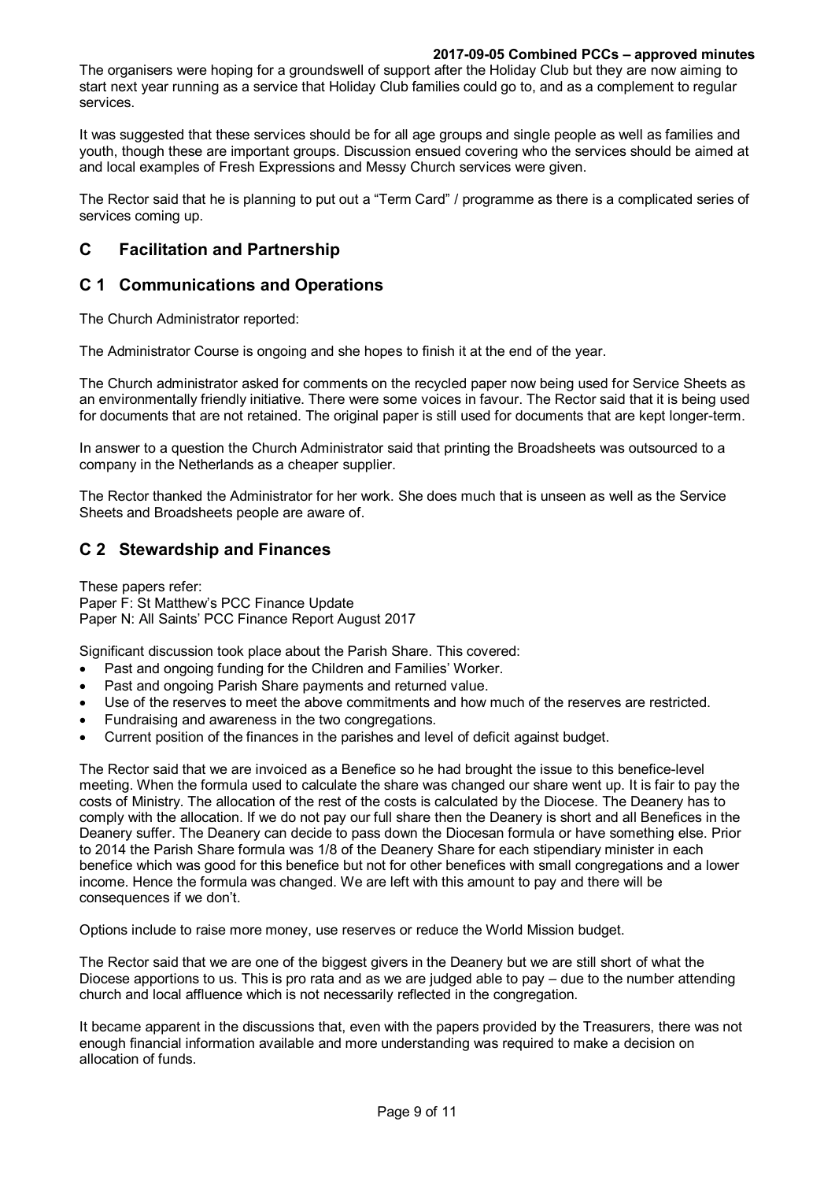The organisers were hoping for a groundswell of support after the Holiday Club but they are now aiming to start next year running as a service that Holiday Club families could go to, and as a complement to regular services.

It was suggested that these services should be for all age groups and single people as well as families and youth, though these are important groups. Discussion ensued covering who the services should be aimed at and local examples of Fresh Expressions and Messy Church services were given.

The Rector said that he is planning to put out a "Term Card" / programme as there is a complicated series of services coming up.

## C Facilitation and Partnership

## C 1 Communications and Operations

The Church Administrator reported:

The Administrator Course is ongoing and she hopes to finish it at the end of the year.

The Church administrator asked for comments on the recycled paper now being used for Service Sheets as an environmentally friendly initiative. There were some voices in favour. The Rector said that it is being used for documents that are not retained. The original paper is still used for documents that are kept longer-term.

In answer to a question the Church Administrator said that printing the Broadsheets was outsourced to a company in the Netherlands as a cheaper supplier.

The Rector thanked the Administrator for her work. She does much that is unseen as well as the Service Sheets and Broadsheets people are aware of.

## C 2 Stewardship and Finances

These papers refer:
Paper F: St Matthew's PCC Finance Update
Paper N: All Saints' PCC Finance Report August 2017

Significant discussion took place about the Parish Share. This covered:

- Past and ongoing funding for the Children and Families' Worker.
- Past and ongoing Parish Share payments and returned value.
- Use of the reserves to meet the above commitments and how much of the reserves are restricted.
- Fundraising and awareness in the two congregations.
- Current position of the finances in the parishes and level of deficit against budget.

The Rector said that we are invoiced as a Benefice so he had brought the issue to this benefice-level meeting. When the formula used to calculate the share was changed our share went up. It is fair to pay the costs of Ministry. The allocation of the rest of the costs is calculated by the Diocese. The Deanery has to comply with the allocation. If we do not pay our full share then the Deanery is short and all Benefices in the Deanery suffer. The Deanery can decide to pass down the Diocesan formula or have something else. Prior to 2014 the Parish Share formula was 1/8 of the Deanery Share for each stipendiary minister in each benefice which was good for this benefice but not for other benefices with small congregations and a lower income. Hence the formula was changed. We are left with this amount to pay and there will be consequences if we don't.

Options include to raise more money, use reserves or reduce the World Mission budget.

The Rector said that we are one of the biggest givers in the Deanery but we are still short of what the Diocese apportions to us. This is pro rata and as we are judged able to pay – due to the number attending church and local affluence which is not necessarily reflected in the congregation.

It became apparent in the discussions that, even with the papers provided by the Treasurers, there was not enough financial information available and more understanding was required to make a decision on allocation of funds.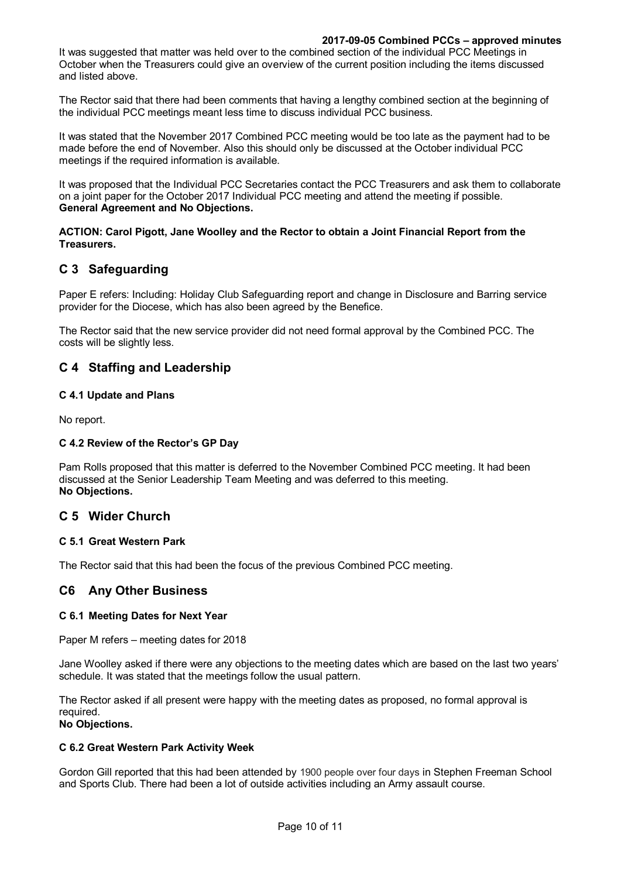It was suggested that matter was held over to the combined section of the individual PCC Meetings in October when the Treasurers could give an overview of the current position including the items discussed and listed above.

The Rector said that there had been comments that having a lengthy combined section at the beginning of the individual PCC meetings meant less time to discuss individual PCC business.

It was stated that the November 2017 Combined PCC meeting would be too late as the payment had to be made before the end of November. Also this should only be discussed at the October individual PCC meetings if the required information is available.

It was proposed that the Individual PCC Secretaries contact the PCC Treasurers and ask them to collaborate on a joint paper for the October 2017 Individual PCC meeting and attend the meeting if possible.
**General Agreement and No Objections.**

**ACTION: Carol Pigott, Jane Woolley and the Rector to obtain a Joint Financial Report from the Treasurers.**

## C 3 Safeguarding

Paper E refers: Including: Holiday Club Safeguarding report and change in Disclosure and Barring service provider for the Diocese, which has also been agreed by the Benefice.

The Rector said that the new service provider did not need formal approval by the Combined PCC. The costs will be slightly less.

## C 4 Staffing and Leadership

### C 4.1 Update and Plans

No report.

### C 4.2 Review of the Rector's GP Day

Pam Rolls proposed that this matter is deferred to the November Combined PCC meeting. It had been discussed at the Senior Leadership Team Meeting and was deferred to this meeting.
**No Objections.**

## C 5 Wider Church

### C 5.1 Great Western Park

The Rector said that this had been the focus of the previous Combined PCC meeting.

## C6 Any Other Business

### C 6.1 Meeting Dates for Next Year

Paper M refers – meeting dates for 2018

Jane Woolley asked if there were any objections to the meeting dates which are based on the last two years' schedule. It was stated that the meetings follow the usual pattern.

The Rector asked if all present were happy with the meeting dates as proposed, no formal approval is required.
**No Objections.**

### C 6.2 Great Western Park Activity Week

Gordon Gill reported that this had been attended by 1900 people over four days in Stephen Freeman School and Sports Club. There had been a lot of outside activities including an Army assault course.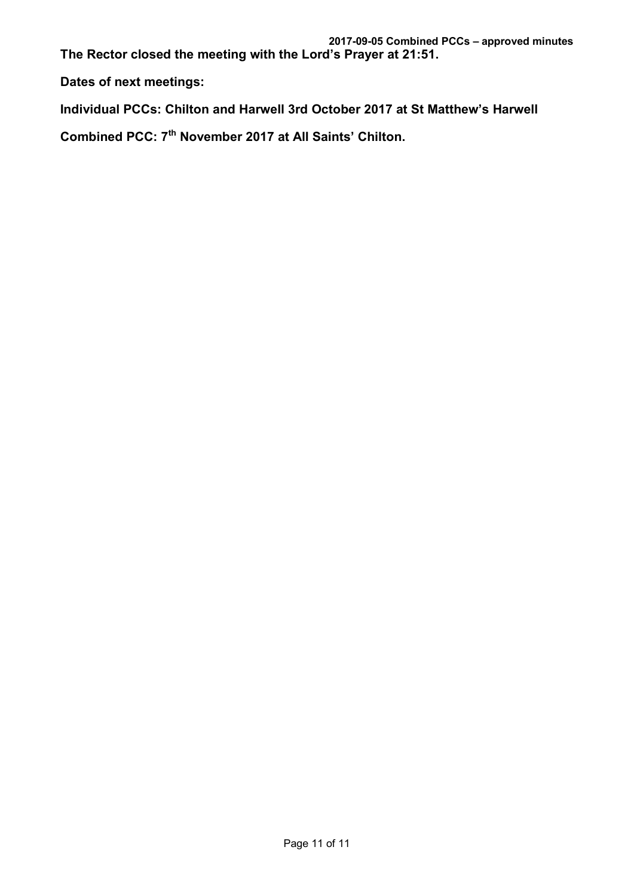**The Rector closed the meeting with the Lord's Prayer at 21:51.**

**Dates of next meetings:**

**Individual PCCs: Chilton and Harwell 3rd October 2017 at St Matthew's Harwell**

**Combined PCC: 7th November 2017 at All Saints' Chilton.**